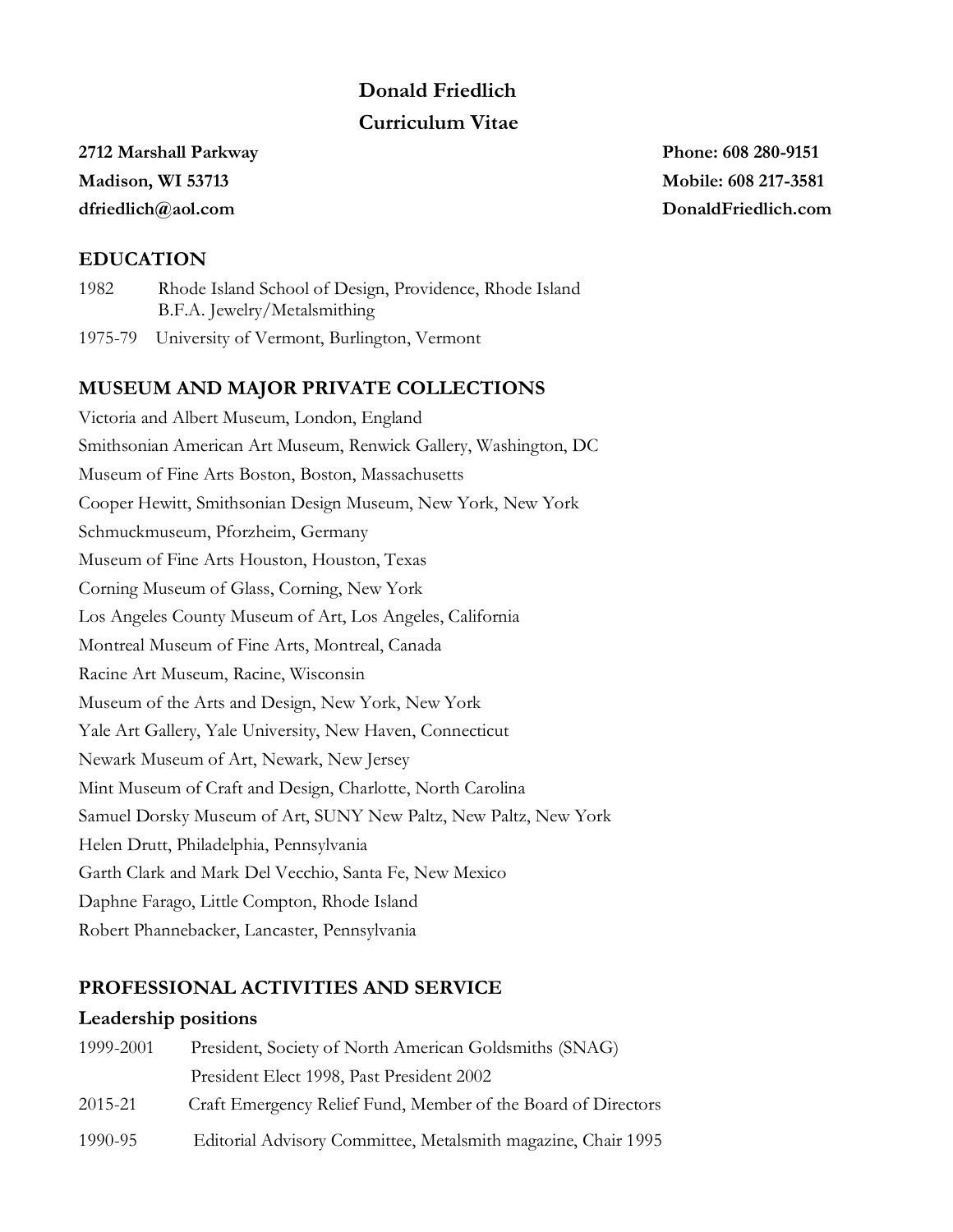# Donald Friedlich

## Curriculum Vitae

**2712 Marshall Parkway**
**Madison, WI 53713**
**dfriedlich@aol.com**

**Phone: 608 280-9151**
**Mobile: 608 217-3581**
**DonaldFriedlich.com**

## EDUCATION

1982 Rhode Island School of Design, Providence, Rhode Island
B.F.A. Jewelry/Metalsmithing

1975-79 University of Vermont, Burlington, Vermont

## MUSEUM AND MAJOR PRIVATE COLLECTIONS

Victoria and Albert Museum, London, England
Smithsonian American Art Museum, Renwick Gallery, Washington, DC
Museum of Fine Arts Boston, Boston, Massachusetts
Cooper Hewitt, Smithsonian Design Museum, New York, New York
Schmuckmuseum, Pforzheim, Germany
Museum of Fine Arts Houston, Houston, Texas
Corning Museum of Glass, Corning, New York
Los Angeles County Museum of Art, Los Angeles, California
Montreal Museum of Fine Arts, Montreal, Canada
Racine Art Museum, Racine, Wisconsin
Museum of the Arts and Design, New York, New York
Yale Art Gallery, Yale University, New Haven, Connecticut
Newark Museum of Art, Newark, New Jersey
Mint Museum of Craft and Design, Charlotte, North Carolina
Samuel Dorsky Museum of Art, SUNY New Paltz, New Paltz, New York
Helen Drutt, Philadelphia, Pennsylvania
Garth Clark and Mark Del Vecchio, Santa Fe, New Mexico
Daphne Farago, Little Compton, Rhode Island
Robert Phannebacker, Lancaster, Pennsylvania

## PROFESSIONAL ACTIVITIES AND SERVICE

### Leadership positions

1999-2001 President, Society of North American Goldsmiths (SNAG)
President Elect 1998, Past President 2002

2015-21 Craft Emergency Relief Fund, Member of the Board of Directors

1990-95 Editorial Advisory Committee, Metalsmith magazine, Chair 1995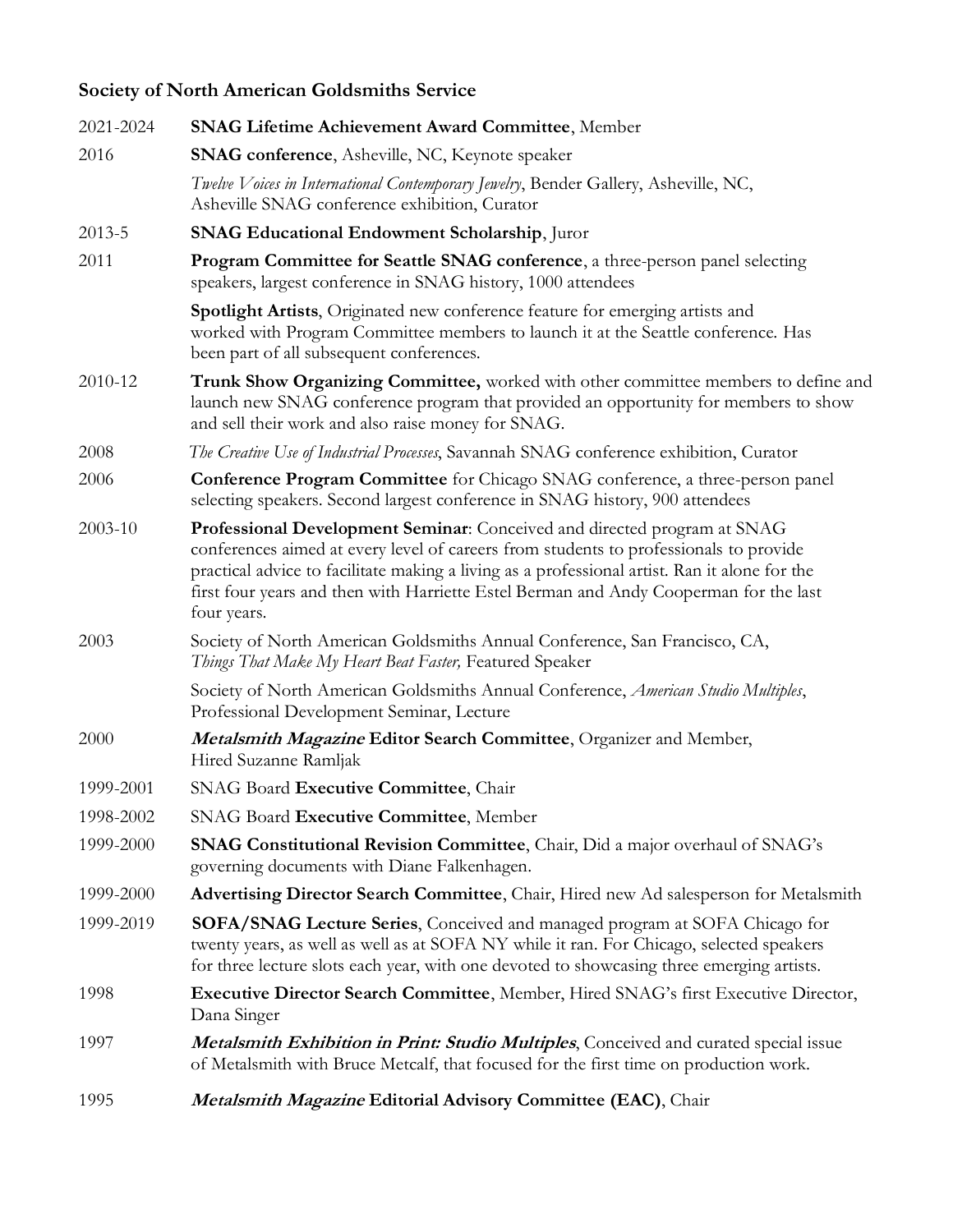**Society of North American Goldsmiths Service**

2021-2024 **SNAG Lifetime Achievement Award Committee**, Member

2016 **SNAG conference**, Asheville, NC, Keynote speaker

*Twelve Voices in International Contemporary Jewelry*, Bender Gallery, Asheville, NC, Asheville SNAG conference exhibition, Curator

2013-5 **SNAG Educational Endowment Scholarship**, Juror

2011 **Program Committee for Seattle SNAG conference**, a three-person panel selecting speakers, largest conference in SNAG history, 1000 attendees

**Spotlight Artists**, Originated new conference feature for emerging artists and worked with Program Committee members to launch it at the Seattle conference. Has been part of all subsequent conferences.

2010-12 **Trunk Show Organizing Committee,** worked with other committee members to define and launch new SNAG conference program that provided an opportunity for members to show and sell their work and also raise money for SNAG.

2008 *The Creative Use of Industrial Processes*, Savannah SNAG conference exhibition, Curator

2006 **Conference Program Committee** for Chicago SNAG conference, a three-person panel selecting speakers. Second largest conference in SNAG history, 900 attendees

2003-10 **Professional Development Seminar**: Conceived and directed program at SNAG conferences aimed at every level of careers from students to professionals to provide practical advice to facilitate making a living as a professional artist. Ran it alone for the first four years and then with Harriette Estel Berman and Andy Cooperman for the last four years.

2003 Society of North American Goldsmiths Annual Conference, San Francisco, CA, *Things That Make My Heart Beat Faster,* Featured Speaker

Society of North American Goldsmiths Annual Conference, *American Studio Multiples*, Professional Development Seminar, Lecture

2000 ***Metalsmith Magazine* Editor Search Committee**, Organizer and Member, Hired Suzanne Ramljak

1999-2001 SNAG Board **Executive Committee**, Chair

1998-2002 SNAG Board **Executive Committee**, Member

1999-2000 **SNAG Constitutional Revision Committee**, Chair, Did a major overhaul of SNAG's governing documents with Diane Falkenhagen.

1999-2000 **Advertising Director Search Committee**, Chair, Hired new Ad salesperson for Metalsmith

1999-2019 **SOFA/SNAG Lecture Series**, Conceived and managed program at SOFA Chicago for twenty years, as well as well as at SOFA NY while it ran. For Chicago, selected speakers for three lecture slots each year, with one devoted to showcasing three emerging artists.

1998 **Executive Director Search Committee**, Member, Hired SNAG's first Executive Director, Dana Singer

1997 ***Metalsmith Exhibition in Print: Studio Multiples***, Conceived and curated special issue of Metalsmith with Bruce Metcalf, that focused for the first time on production work.

1995 ***Metalsmith Magazine* Editorial Advisory Committee (EAC)**, Chair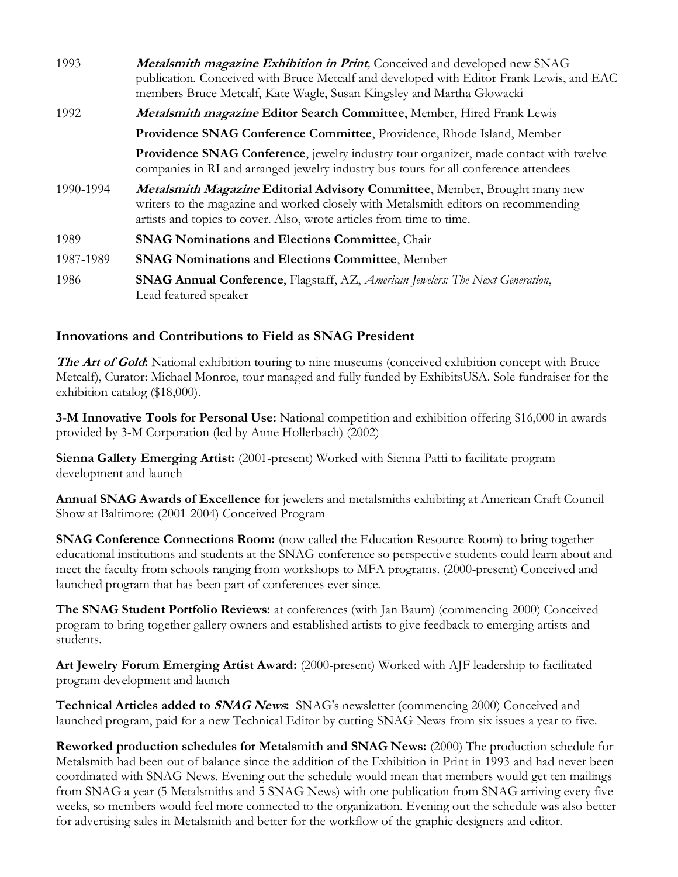| | |
|---|---|
| 1993 | ***Metalsmith magazine Exhibition in Print,*** Conceived and developed new SNAG publication. Conceived with Bruce Metcalf and developed with Editor Frank Lewis, and EAC members Bruce Metcalf, Kate Wagle, Susan Kingsley and Martha Glowacki |
| 1992 | ***Metalsmith magazine* Editor Search Committee**, Member, Hired Frank Lewis |
| | **Providence SNAG Conference Committee**, Providence, Rhode Island, Member |
| | **Providence SNAG Conference**, jewelry industry tour organizer, made contact with twelve companies in RI and arranged jewelry industry bus tours for all conference attendees |
| 1990-1994 | ***Metalsmith Magazine* Editorial Advisory Committee**, Member, Brought many new writers to the magazine and worked closely with Metalsmith editors on recommending artists and topics to cover. Also, wrote articles from time to time. |
| 1989 | **SNAG Nominations and Elections Committee**, Chair |
| 1987-1989 | **SNAG Nominations and Elections Committee**, Member |
| 1986 | **SNAG Annual Conference**, Flagstaff, AZ, *American Jewelers: The Next Generation*, Lead featured speaker |

## Innovations and Contributions to Field as SNAG President

***The Art of Gold*:** National exhibition touring to nine museums (conceived exhibition concept with Bruce Metcalf), Curator: Michael Monroe, tour managed and fully funded by ExhibitsUSA. Sole fundraiser for the exhibition catalog ($18,000).

**3-M Innovative Tools for Personal Use:** National competition and exhibition offering $16,000 in awards provided by 3-M Corporation (led by Anne Hollerbach) (2002)

**Sienna Gallery Emerging Artist:** (2001-present) Worked with Sienna Patti to facilitate program development and launch

**Annual SNAG Awards of Excellence** for jewelers and metalsmiths exhibiting at American Craft Council Show at Baltimore: (2001-2004) Conceived Program

**SNAG Conference Connections Room:** (now called the Education Resource Room) to bring together educational institutions and students at the SNAG conference so perspective students could learn about and meet the faculty from schools ranging from workshops to MFA programs. (2000-present) Conceived and launched program that has been part of conferences ever since.

**The SNAG Student Portfolio Reviews:** at conferences (with Jan Baum) (commencing 2000) Conceived program to bring together gallery owners and established artists to give feedback to emerging artists and students.

**Art Jewelry Forum Emerging Artist Award:** (2000-present) Worked with AJF leadership to facilitated program development and launch

**Technical Articles added to *SNAG News*:** SNAG's newsletter (commencing 2000) Conceived and launched program, paid for a new Technical Editor by cutting SNAG News from six issues a year to five.

**Reworked production schedules for Metalsmith and SNAG News:** (2000) The production schedule for Metalsmith had been out of balance since the addition of the Exhibition in Print in 1993 and had never been coordinated with SNAG News. Evening out the schedule would mean that members would get ten mailings from SNAG a year (5 Metalsmiths and 5 SNAG News) with one publication from SNAG arriving every five weeks, so members would feel more connected to the organization. Evening out the schedule was also better for advertising sales in Metalsmith and better for the workflow of the graphic designers and editor.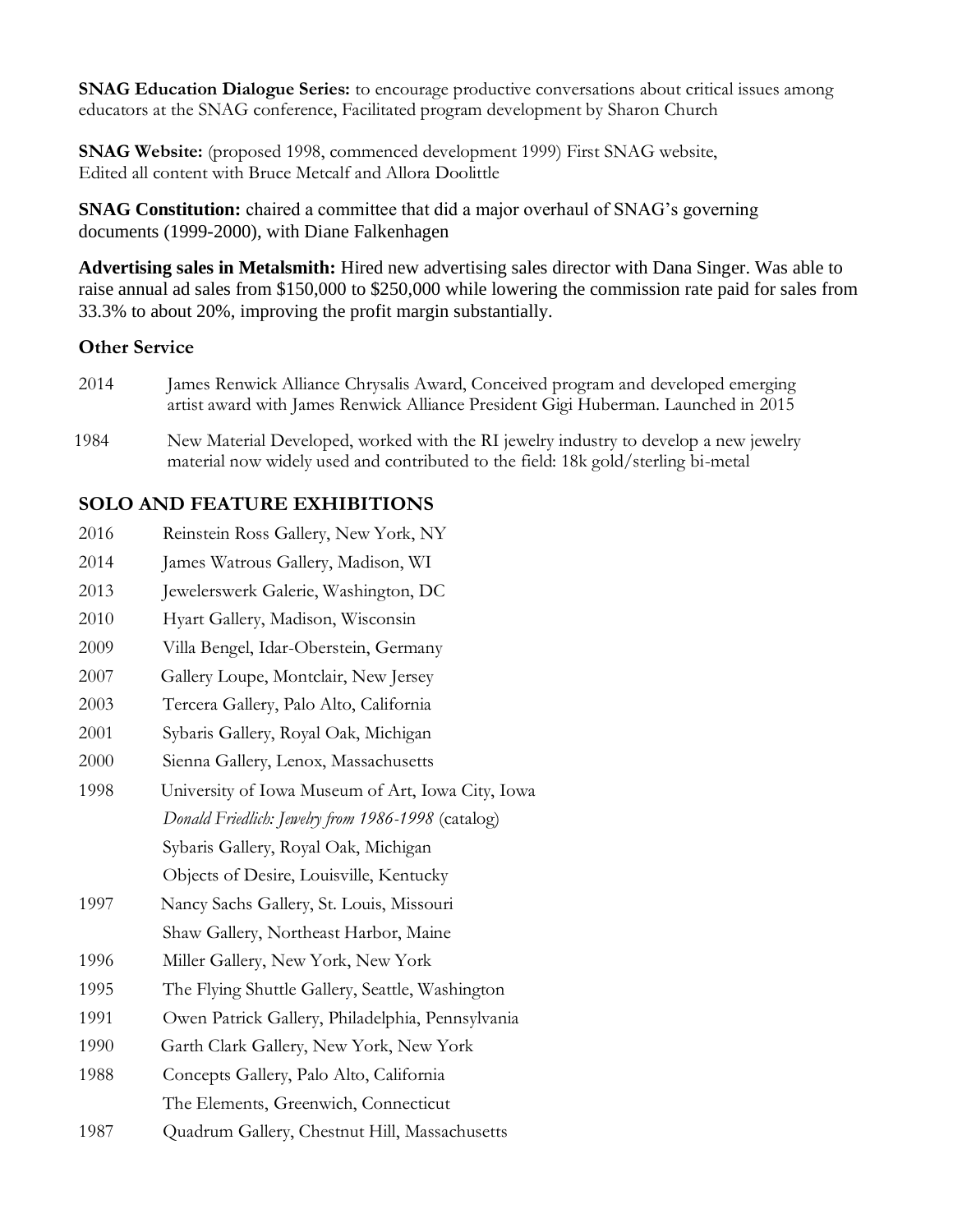**SNAG Education Dialogue Series:** to encourage productive conversations about critical issues among educators at the SNAG conference, Facilitated program development by Sharon Church

**SNAG Website:** (proposed 1998, commenced development 1999) First SNAG website, Edited all content with Bruce Metcalf and Allora Doolittle

**SNAG Constitution:** chaired a committee that did a major overhaul of SNAG's governing documents (1999-2000), with Diane Falkenhagen

**Advertising sales in Metalsmith:** Hired new advertising sales director with Dana Singer. Was able to raise annual ad sales from $150,000 to $250,000 while lowering the commission rate paid for sales from 33.3% to about 20%, improving the profit margin substantially.

### Other Service

2014 James Renwick Alliance Chrysalis Award, Conceived program and developed emerging artist award with James Renwick Alliance President Gigi Huberman. Launched in 2015

1984 New Material Developed, worked with the RI jewelry industry to develop a new jewelry material now widely used and contributed to the field: 18k gold/sterling bi-metal

## SOLO AND FEATURE EXHIBITIONS

2016 Reinstein Ross Gallery, New York, NY

2014 James Watrous Gallery, Madison, WI

2013 Jewelerswerk Galerie, Washington, DC

2010 Hyart Gallery, Madison, Wisconsin

2009 Villa Bengel, Idar-Oberstein, Germany

2007 Gallery Loupe, Montclair, New Jersey

2003 Tercera Gallery, Palo Alto, California

2001 Sybaris Gallery, Royal Oak, Michigan

2000 Sienna Gallery, Lenox, Massachusetts

1998 University of Iowa Museum of Art, Iowa City, Iowa
*Donald Friedlich: Jewelry from 1986-1998* (catalog)
Sybaris Gallery, Royal Oak, Michigan
Objects of Desire, Louisville, Kentucky

1997 Nancy Sachs Gallery, St. Louis, Missouri
Shaw Gallery, Northeast Harbor, Maine

1996 Miller Gallery, New York, New York

1995 The Flying Shuttle Gallery, Seattle, Washington

1991 Owen Patrick Gallery, Philadelphia, Pennsylvania

1990 Garth Clark Gallery, New York, New York

1988 Concepts Gallery, Palo Alto, California
The Elements, Greenwich, Connecticut

1987 Quadrum Gallery, Chestnut Hill, Massachusetts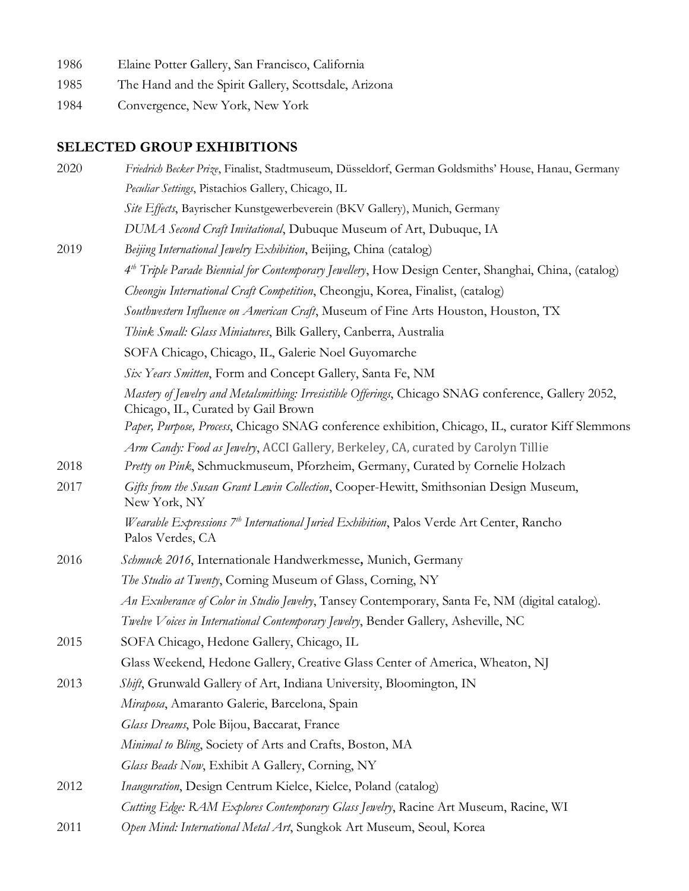1986 Elaine Potter Gallery, San Francisco, California

1985 The Hand and the Spirit Gallery, Scottsdale, Arizona

1984 Convergence, New York, New York

## SELECTED GROUP EXHIBITIONS

2020 *Friedrich Becker Prize*, Finalist, Stadtmuseum, Düsseldorf, German Goldsmiths' House, Hanau, Germany

*Peculiar Settings*, Pistachios Gallery, Chicago, IL

*Site Effects*, Bayrischer Kunstgewerbeverein (BKV Gallery), Munich, Germany

*DUMA Second Craft Invitational*, Dubuque Museum of Art, Dubuque, IA

2019 *Beijing International Jewelry Exhibition*, Beijing, China (catalog)

*4th Triple Parade Biennial for Contemporary Jewellery*, How Design Center, Shanghai, China, (catalog)

*Cheongju International Craft Competition*, Cheongju, Korea, Finalist, (catalog)

*Southwestern Influence on American Craft*, Museum of Fine Arts Houston, Houston, TX

*Think Small: Glass Miniatures*, Bilk Gallery, Canberra, Australia

SOFA Chicago, Chicago, IL, Galerie Noel Guyomarche

*Six Years Smitten*, Form and Concept Gallery, Santa Fe, NM

*Mastery of Jewelry and Metalsmithing: Irresistible Offerings*, Chicago SNAG conference, Gallery 2052, Chicago, IL, Curated by Gail Brown

*Paper, Purpose, Process*, Chicago SNAG conference exhibition, Chicago, IL, curator Kiff Slemmons

*Arm Candy: Food as Jewelry*, ACCI Gallery, Berkeley, CA, curated by Carolyn Tillie

2018 *Pretty on Pink*, Schmuckmuseum, Pforzheim, Germany, Curated by Cornelie Holzach

2017 *Gifts from the Susan Grant Lewin Collection*, Cooper-Hewitt, Smithsonian Design Museum, New York, NY

*Wearable Expressions 7th International Juried Exhibition*, Palos Verde Art Center, Rancho Palos Verdes, CA

2016 *Schmuck 2016*, Internationale Handwerkmesse**,** Munich, Germany

*The Studio at Twenty*, Corning Museum of Glass, Corning, NY

*An Exuberance of Color in Studio Jewelry*, Tansey Contemporary, Santa Fe, NM (digital catalog).

*Twelve Voices in International Contemporary Jewelry*, Bender Gallery, Asheville, NC

2015 SOFA Chicago, Hedone Gallery, Chicago, IL

Glass Weekend, Hedone Gallery, Creative Glass Center of America, Wheaton, NJ

2013 *Shift*, Grunwald Gallery of Art, Indiana University, Bloomington, IN

*Miraposa*, Amaranto Galerie, Barcelona, Spain

*Glass Dreams*, Pole Bijou, Baccarat, France

*Minimal to Bling*, Society of Arts and Crafts, Boston, MA

*Glass Beads Now*, Exhibit A Gallery, Corning, NY

2012 *Inauguration*, Design Centrum Kielce, Kielce, Poland (catalog)

*Cutting Edge: RAM Explores Contemporary Glass Jewelry*, Racine Art Museum, Racine, WI

2011 *Open Mind: International Metal Art*, Sungkok Art Museum, Seoul, Korea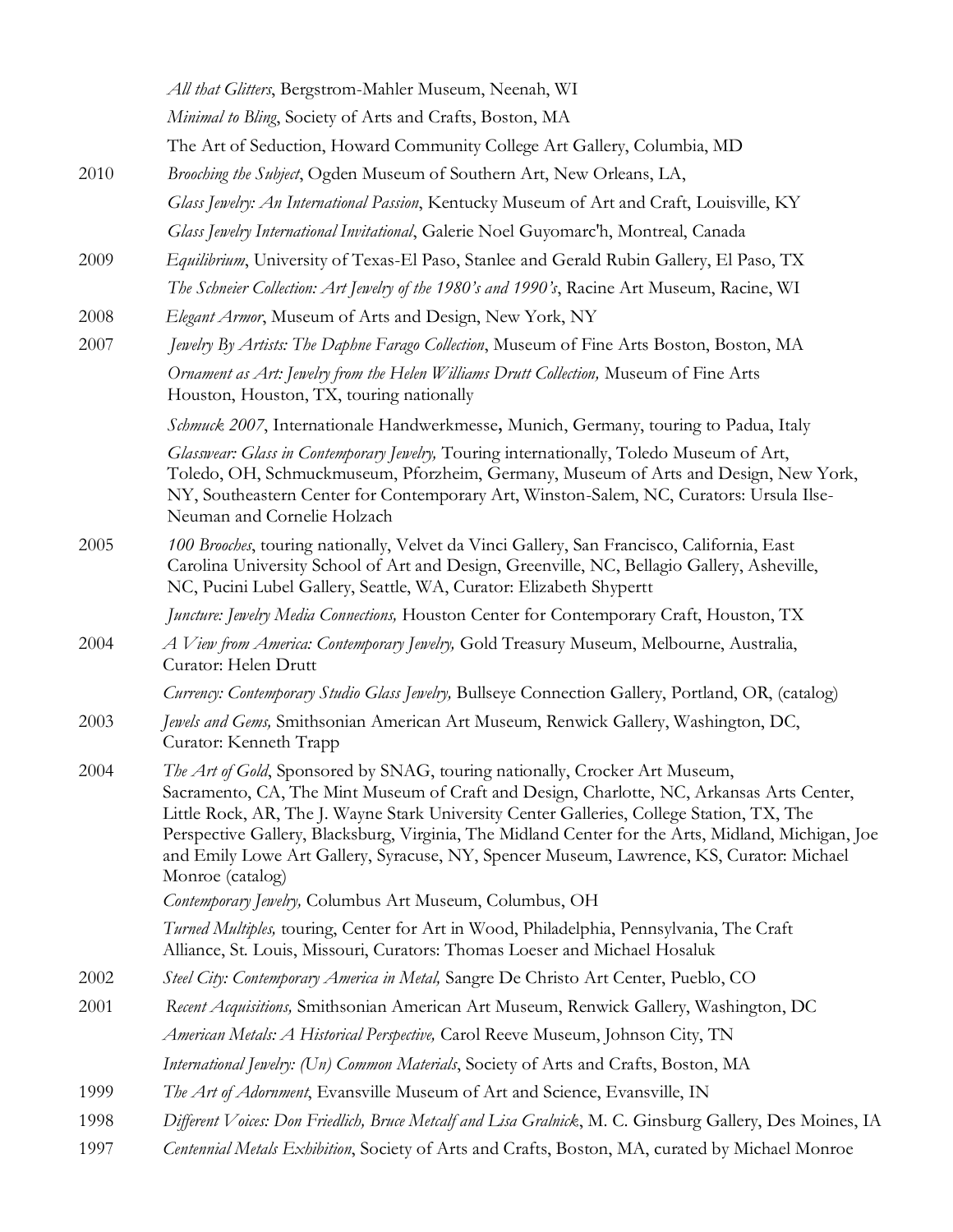*All that Glitters*, Bergstrom-Mahler Museum, Neenah, WI

*Minimal to Bling*, Society of Arts and Crafts, Boston, MA

The Art of Seduction, Howard Community College Art Gallery, Columbia, MD

2010 *Brooching the Subject*, Ogden Museum of Southern Art, New Orleans, LA,

*Glass Jewelry: An International Passion*, Kentucky Museum of Art and Craft, Louisville, KY

*Glass Jewelry International Invitational*, Galerie Noel Guyomarc'h, Montreal, Canada

2009 *Equilibrium*, University of Texas-El Paso, Stanlee and Gerald Rubin Gallery, El Paso, TX

*The Schneier Collection: Art Jewelry of the 1980's and 1990's*, Racine Art Museum, Racine, WI

2008 *Elegant Armor*, Museum of Arts and Design, New York, NY

2007 *Jewelry By Artists: The Daphne Farago Collection*, Museum of Fine Arts Boston, Boston, MA

*Ornament as Art: Jewelry from the Helen Williams Drutt Collection,* Museum of Fine Arts Houston, Houston, TX, touring nationally

*Schmuck 2007*, Internationale Handwerkmesse, Munich, Germany, touring to Padua, Italy

*Glasswear: Glass in Contemporary Jewelry,* Touring internationally, Toledo Museum of Art, Toledo, OH, Schmuckmuseum, Pforzheim, Germany, Museum of Arts and Design, New York, NY, Southeastern Center for Contemporary Art, Winston-Salem, NC, Curators: Ursula Ilse-Neuman and Cornelie Holzach

2005 *100 Brooches*, touring nationally, Velvet da Vinci Gallery, San Francisco, California, East Carolina University School of Art and Design, Greenville, NC, Bellagio Gallery, Asheville, NC, Pucini Lubel Gallery, Seattle, WA, Curator: Elizabeth Shypertt

*Juncture: Jewelry Media Connections,* Houston Center for Contemporary Craft, Houston, TX

2004 *A View from America: Contemporary Jewelry,* Gold Treasury Museum, Melbourne, Australia, Curator: Helen Drutt

*Currency: Contemporary Studio Glass Jewelry,* Bullseye Connection Gallery, Portland, OR, (catalog)

2003 *Jewels and Gems,* Smithsonian American Art Museum, Renwick Gallery, Washington, DC, Curator: Kenneth Trapp

2004 *The Art of Gold*, Sponsored by SNAG, touring nationally, Crocker Art Museum, Sacramento, CA, The Mint Museum of Craft and Design, Charlotte, NC, Arkansas Arts Center, Little Rock, AR, The J. Wayne Stark University Center Galleries, College Station, TX, The Perspective Gallery, Blacksburg, Virginia, The Midland Center for the Arts, Midland, Michigan, Joe and Emily Lowe Art Gallery, Syracuse, NY, Spencer Museum, Lawrence, KS, Curator: Michael Monroe (catalog)

*Contemporary Jewelry,* Columbus Art Museum, Columbus, OH

*Turned Multiples,* touring, Center for Art in Wood, Philadelphia, Pennsylvania, The Craft Alliance, St. Louis, Missouri, Curators: Thomas Loeser and Michael Hosaluk

2002 *Steel City: Contemporary America in Metal,* Sangre De Christo Art Center, Pueblo, CO

2001 *Recent Acquisitions,* Smithsonian American Art Museum, Renwick Gallery, Washington, DC

*American Metals: A Historical Perspective,* Carol Reeve Museum, Johnson City, TN

*International Jewelry: (Un) Common Materials*, Society of Arts and Crafts, Boston, MA

1999 *The Art of Adornment*, Evansville Museum of Art and Science, Evansville, IN

1998 *Different Voices: Don Friedlich, Bruce Metcalf and Lisa Gralnick*, M. C. Ginsburg Gallery, Des Moines, IA

1997 *Centennial Metals Exhibition*, Society of Arts and Crafts, Boston, MA, curated by Michael Monroe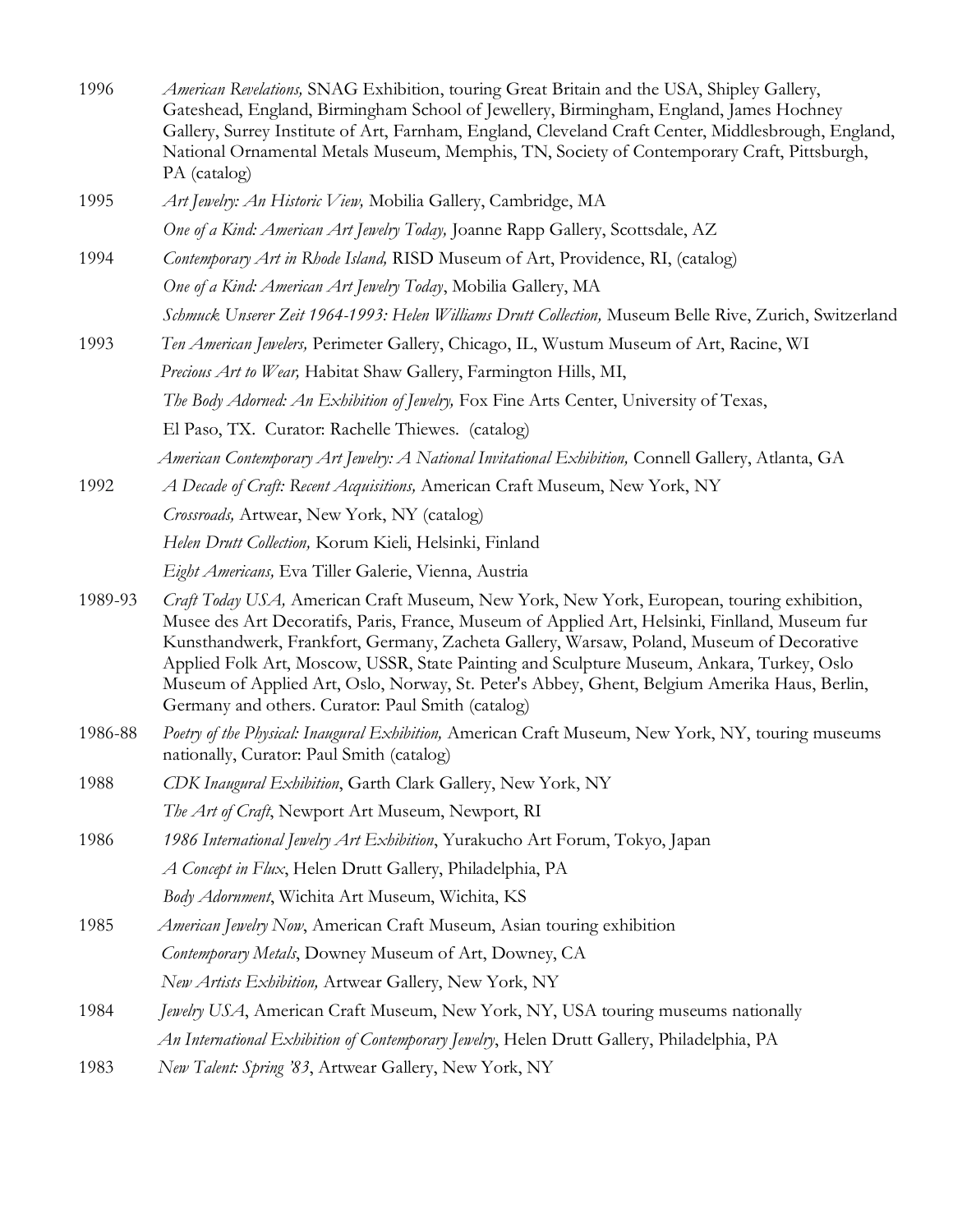1996 *American Revelations,* SNAG Exhibition, touring Great Britain and the USA, Shipley Gallery, Gateshead, England, Birmingham School of Jewellery, Birmingham, England, James Hochney Gallery, Surrey Institute of Art, Farnham, England, Cleveland Craft Center, Middlesbrough, England, National Ornamental Metals Museum, Memphis, TN, Society of Contemporary Craft, Pittsburgh, PA (catalog)

1995 *Art Jewelry: An Historic View,* Mobilia Gallery, Cambridge, MA

*One of a Kind: American Art Jewelry Today,* Joanne Rapp Gallery, Scottsdale, AZ

1994 *Contemporary Art in Rhode Island,* RISD Museum of Art, Providence, RI, (catalog)

*One of a Kind: American Art Jewelry Today*, Mobilia Gallery, MA

*Schmuck Unserer Zeit 1964-1993: Helen Williams Drutt Collection,* Museum Belle Rive, Zurich, Switzerland

1993 *Ten American Jewelers,* Perimeter Gallery, Chicago, IL, Wustum Museum of Art, Racine, WI

*Precious Art to Wear,* Habitat Shaw Gallery, Farmington Hills, MI,

*The Body Adorned: An Exhibition of Jewelry,* Fox Fine Arts Center, University of Texas, El Paso, TX. Curator: Rachelle Thiewes. (catalog)

*American Contemporary Art Jewelry: A National Invitational Exhibition,* Connell Gallery, Atlanta, GA

1992 *A Decade of Craft: Recent Acquisitions,* American Craft Museum, New York, NY

*Crossroads,* Artwear, New York, NY (catalog)

*Helen Drutt Collection,* Korum Kieli, Helsinki, Finland

*Eight Americans,* Eva Tiller Galerie, Vienna, Austria

1989-93 *Craft Today USA,* American Craft Museum, New York, New York, European, touring exhibition, Musee des Art Decoratifs, Paris, France, Museum of Applied Art, Helsinki, Finlland, Museum fur Kunsthandwerk, Frankfort, Germany, Zacheta Gallery, Warsaw, Poland, Museum of Decorative Applied Folk Art, Moscow, USSR, State Painting and Sculpture Museum, Ankara, Turkey, Oslo Museum of Applied Art, Oslo, Norway, St. Peter's Abbey, Ghent, Belgium Amerika Haus, Berlin, Germany and others. Curator: Paul Smith (catalog)

1986-88 *Poetry of the Physical: Inaugural Exhibition,* American Craft Museum, New York, NY, touring museums nationally, Curator: Paul Smith (catalog)

1988 *CDK Inaugural Exhibition*, Garth Clark Gallery, New York, NY

*The Art of Craft*, Newport Art Museum, Newport, RI

1986 *1986 International Jewelry Art Exhibition*, Yurakucho Art Forum, Tokyo, Japan

*A Concept in Flux*, Helen Drutt Gallery, Philadelphia, PA

*Body Adornment*, Wichita Art Museum, Wichita, KS

1985 *American Jewelry Now*, American Craft Museum, Asian touring exhibition

*Contemporary Metals*, Downey Museum of Art, Downey, CA

*New Artists Exhibition,* Artwear Gallery, New York, NY

1984 *Jewelry USA*, American Craft Museum, New York, NY, USA touring museums nationally

*An International Exhibition of Contemporary Jewelry*, Helen Drutt Gallery, Philadelphia, PA

1983 *New Talent: Spring '83*, Artwear Gallery, New York, NY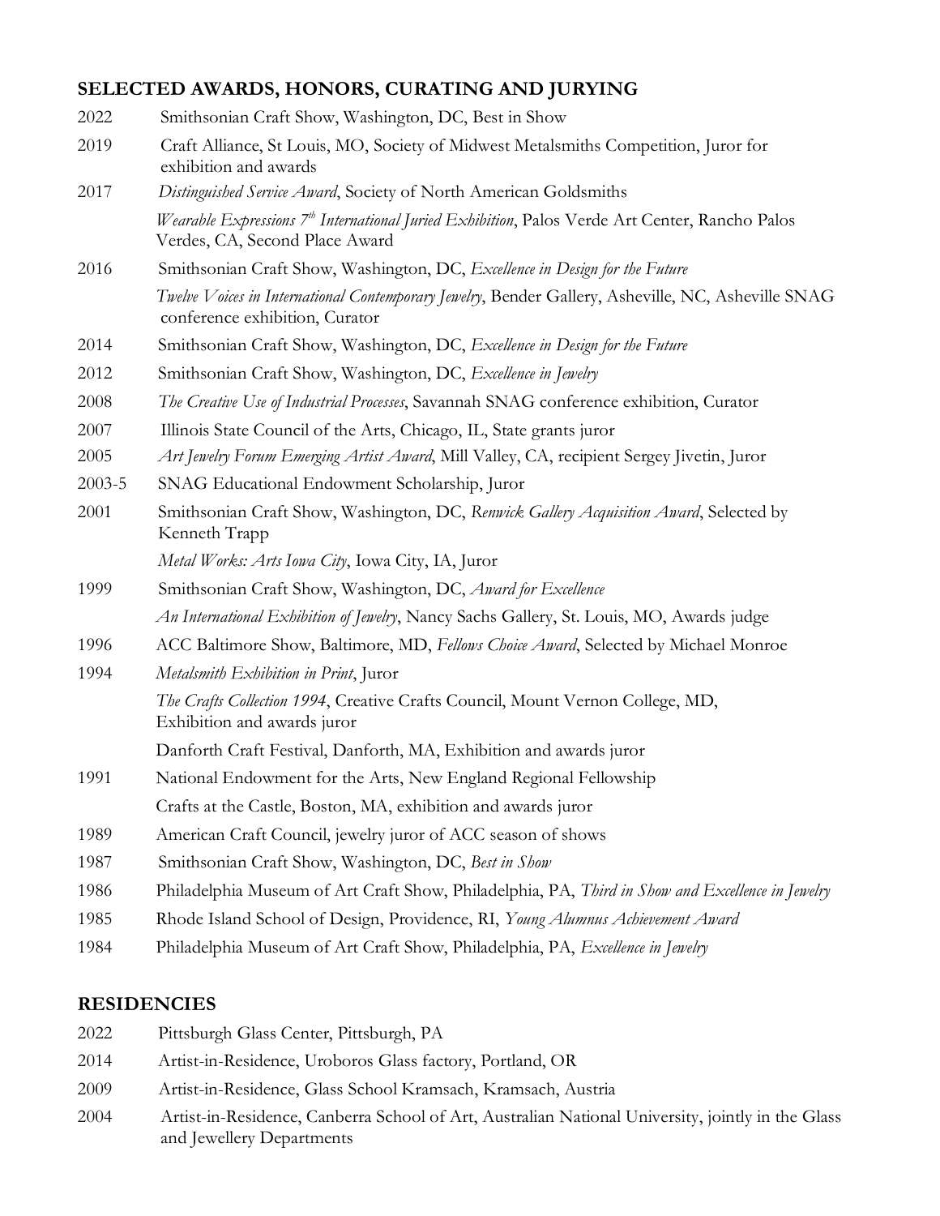## SELECTED AWARDS, HONORS, CURATING AND JURYING

2022 Smithsonian Craft Show, Washington, DC, Best in Show

2019 Craft Alliance, St Louis, MO, Society of Midwest Metalsmiths Competition, Juror for exhibition and awards

2017 *Distinguished Service Award*, Society of North American Goldsmiths

*Wearable Expressions 7th International Juried Exhibition*, Palos Verde Art Center, Rancho Palos Verdes, CA, Second Place Award

2016 Smithsonian Craft Show, Washington, DC, *Excellence in Design for the Future*

*Twelve Voices in International Contemporary Jewelry*, Bender Gallery, Asheville, NC, Asheville SNAG conference exhibition, Curator

2014 Smithsonian Craft Show, Washington, DC, *Excellence in Design for the Future*

2012 Smithsonian Craft Show, Washington, DC, *Excellence in Jewelry*

2008 *The Creative Use of Industrial Processes*, Savannah SNAG conference exhibition, Curator

2007 Illinois State Council of the Arts, Chicago, IL, State grants juror

2005 *Art Jewelry Forum Emerging Artist Award*, Mill Valley, CA, recipient Sergey Jivetin, Juror

2003-5 SNAG Educational Endowment Scholarship, Juror

2001 Smithsonian Craft Show, Washington, DC, *Renwick Gallery Acquisition Award*, Selected by Kenneth Trapp

*Metal Works: Arts Iowa City*, Iowa City, IA, Juror

1999 Smithsonian Craft Show, Washington, DC, *Award for Excellence*

*An International Exhibition of Jewelry*, Nancy Sachs Gallery, St. Louis, MO, Awards judge

1996 ACC Baltimore Show, Baltimore, MD, *Fellows Choice Award*, Selected by Michael Monroe

1994 *Metalsmith Exhibition in Print*, Juror

*The Crafts Collection 1994*, Creative Crafts Council, Mount Vernon College, MD, Exhibition and awards juror

Danforth Craft Festival, Danforth, MA, Exhibition and awards juror

1991 National Endowment for the Arts, New England Regional Fellowship

Crafts at the Castle, Boston, MA, exhibition and awards juror

1989 American Craft Council, jewelry juror of ACC season of shows

1987 Smithsonian Craft Show, Washington, DC, *Best in Show*

1986 Philadelphia Museum of Art Craft Show, Philadelphia, PA, *Third in Show and Excellence in Jewelry*

1985 Rhode Island School of Design, Providence, RI, *Young Alumnus Achievement Award*

1984 Philadelphia Museum of Art Craft Show, Philadelphia, PA, *Excellence in Jewelry*

## RESIDENCIES

2022 Pittsburgh Glass Center, Pittsburgh, PA

2014 Artist-in-Residence, Uroboros Glass factory, Portland, OR

2009 Artist-in-Residence, Glass School Kramsach, Kramsach, Austria

2004 Artist-in-Residence, Canberra School of Art, Australian National University, jointly in the Glass and Jewellery Departments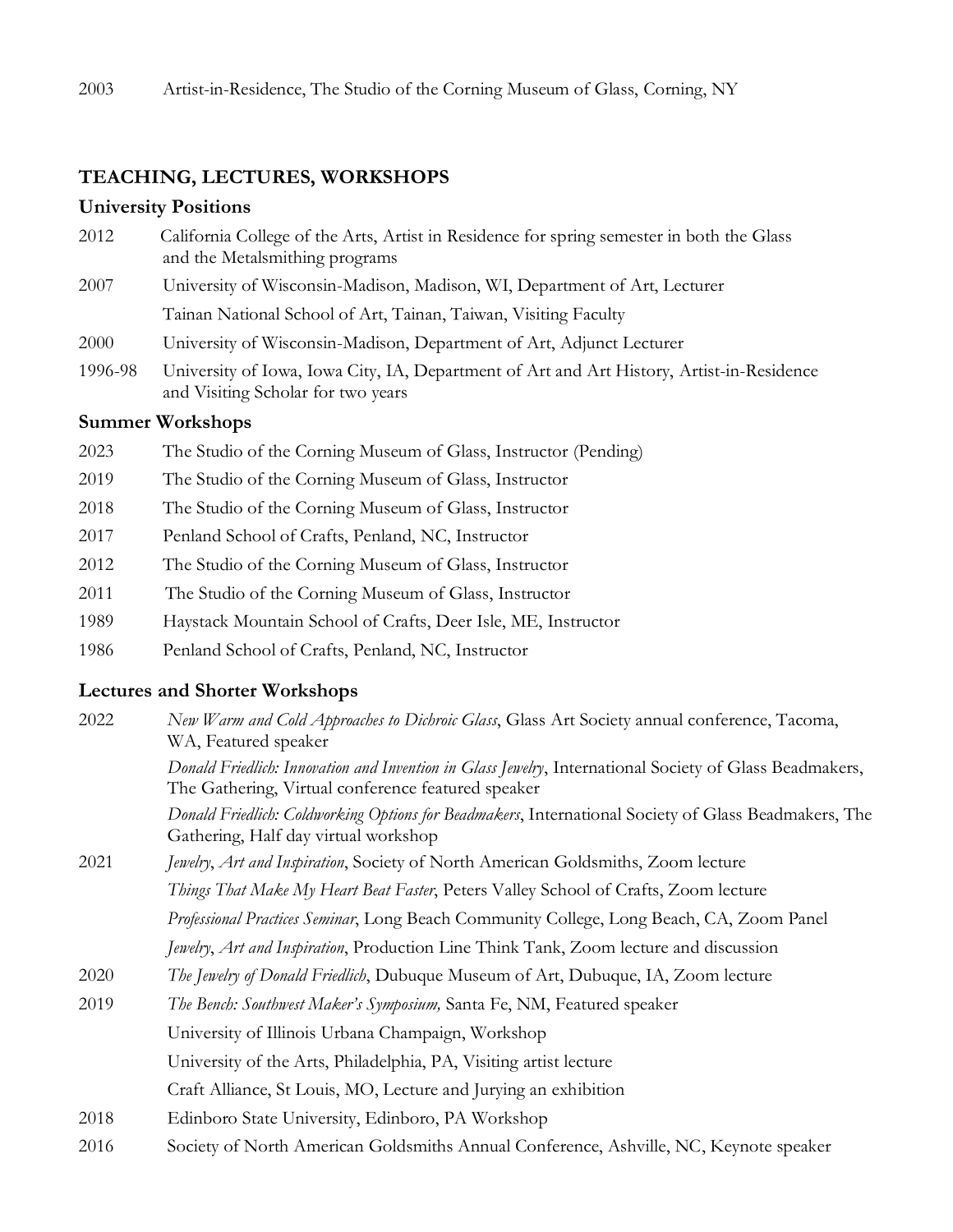2003 Artist-in-Residence, The Studio of the Corning Museum of Glass, Corning, NY

## TEACHING, LECTURES, WORKSHOPS

### University Positions

2012 California College of the Arts, Artist in Residence for spring semester in both the Glass and the Metalsmithing programs

2007 University of Wisconsin-Madison, Madison, WI, Department of Art, Lecturer

Tainan National School of Art, Tainan, Taiwan, Visiting Faculty

2000 University of Wisconsin-Madison, Department of Art, Adjunct Lecturer

1996-98 University of Iowa, Iowa City, IA, Department of Art and Art History, Artist-in-Residence and Visiting Scholar for two years

### Summer Workshops

2023 The Studio of the Corning Museum of Glass, Instructor (Pending)

2019 The Studio of the Corning Museum of Glass, Instructor

2018 The Studio of the Corning Museum of Glass, Instructor

2017 Penland School of Crafts, Penland, NC, Instructor

2012 The Studio of the Corning Museum of Glass, Instructor

2011 The Studio of the Corning Museum of Glass, Instructor

1989 Haystack Mountain School of Crafts, Deer Isle, ME, Instructor

1986 Penland School of Crafts, Penland, NC, Instructor

### Lectures and Shorter Workshops

2022 *New Warm and Cold Approaches to Dichroic Glass*, Glass Art Society annual conference, Tacoma, WA, Featured speaker

*Donald Friedlich: Innovation and Invention in Glass Jewelry*, International Society of Glass Beadmakers, The Gathering, Virtual conference featured speaker

*Donald Friedlich: Coldworking Options for Beadmakers*, International Society of Glass Beadmakers, The Gathering, Half day virtual workshop

2021 *Jewelry*, *Art and Inspiration*, Society of North American Goldsmiths, Zoom lecture

*Things That Make My Heart Beat Faster*, Peters Valley School of Crafts, Zoom lecture

*Professional Practices Seminar*, Long Beach Community College, Long Beach, CA, Zoom Panel

*Jewelry*, *Art and Inspiration*, Production Line Think Tank, Zoom lecture and discussion

2020 *The Jewelry of Donald Friedlich*, Dubuque Museum of Art, Dubuque, IA, Zoom lecture

2019 *The Bench: Southwest Maker's Symposium,* Santa Fe, NM, Featured speaker

University of Illinois Urbana Champaign, Workshop

University of the Arts, Philadelphia, PA, Visiting artist lecture

Craft Alliance, St Louis, MO, Lecture and Jurying an exhibition

2018 Edinboro State University, Edinboro, PA Workshop

2016 Society of North American Goldsmiths Annual Conference, Ashville, NC, Keynote speaker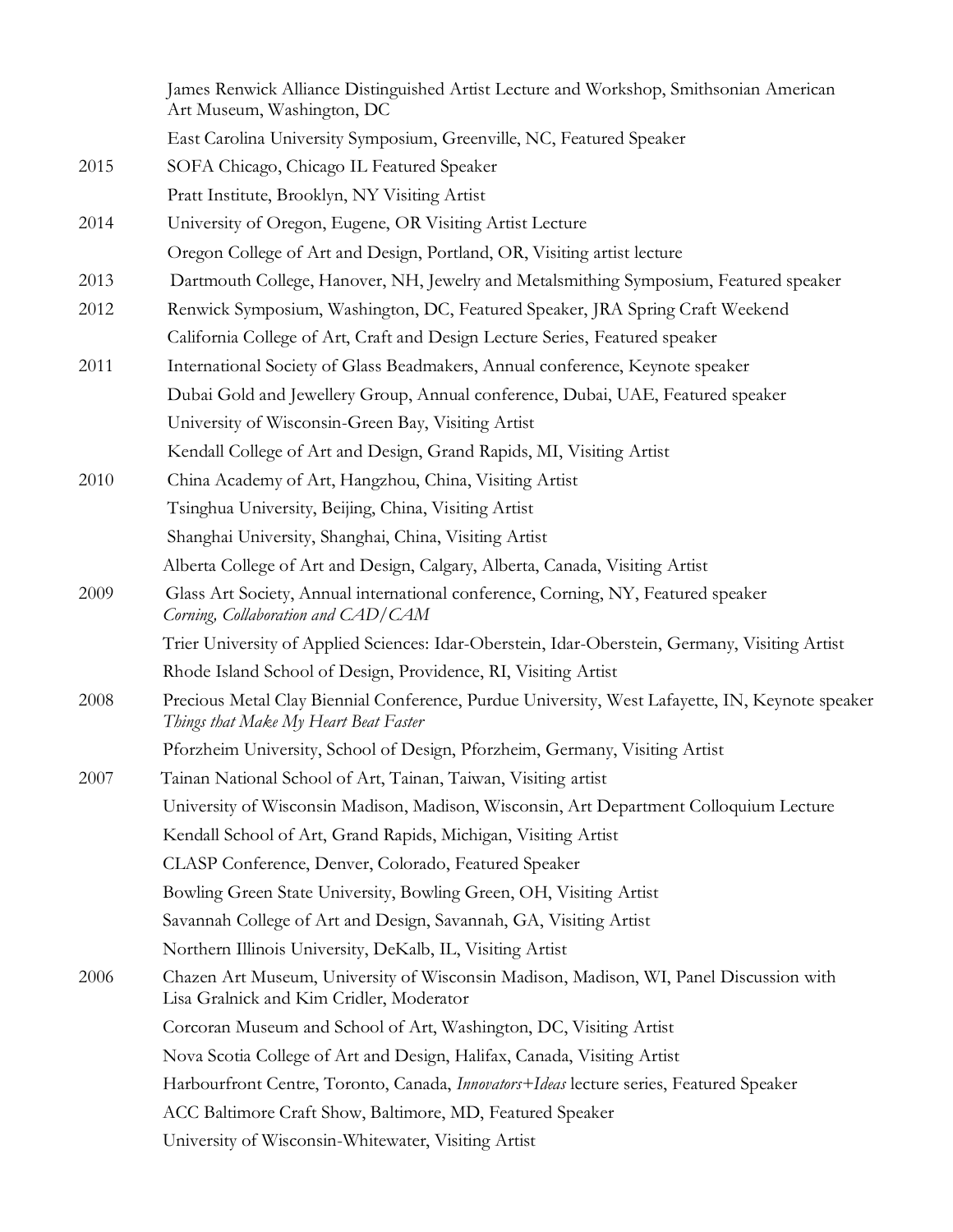| | |
|---|---|
| | James Renwick Alliance Distinguished Artist Lecture and Workshop, Smithsonian American Art Museum, Washington, DC |
| | East Carolina University Symposium, Greenville, NC, Featured Speaker |
| 2015 | SOFA Chicago, Chicago IL Featured Speaker |
| | Pratt Institute, Brooklyn, NY Visiting Artist |
| 2014 | University of Oregon, Eugene, OR Visiting Artist Lecture |
| | Oregon College of Art and Design, Portland, OR, Visiting artist lecture |
| 2013 | Dartmouth College, Hanover, NH, Jewelry and Metalsmithing Symposium, Featured speaker |
| 2012 | Renwick Symposium, Washington, DC, Featured Speaker, JRA Spring Craft Weekend |
| | California College of Art, Craft and Design Lecture Series, Featured speaker |
| 2011 | International Society of Glass Beadmakers, Annual conference, Keynote speaker |
| | Dubai Gold and Jewellery Group, Annual conference, Dubai, UAE, Featured speaker |
| | University of Wisconsin-Green Bay, Visiting Artist |
| | Kendall College of Art and Design, Grand Rapids, MI, Visiting Artist |
| 2010 | China Academy of Art, Hangzhou, China, Visiting Artist |
| | Tsinghua University, Beijing, China, Visiting Artist |
| | Shanghai University, Shanghai, China, Visiting Artist |
| | Alberta College of Art and Design, Calgary, Alberta, Canada, Visiting Artist |
| 2009 | Glass Art Society, Annual international conference, Corning, NY, Featured speaker *Corning, Collaboration and CAD/CAM* |
| | Trier University of Applied Sciences: Idar-Oberstein, Idar-Oberstein, Germany, Visiting Artist |
| | Rhode Island School of Design, Providence, RI, Visiting Artist |
| 2008 | Precious Metal Clay Biennial Conference, Purdue University, West Lafayette, IN, Keynote speaker *Things that Make My Heart Beat Faster* |
| | Pforzheim University, School of Design, Pforzheim, Germany, Visiting Artist |
| 2007 | Tainan National School of Art, Tainan, Taiwan, Visiting artist |
| | University of Wisconsin Madison, Madison, Wisconsin, Art Department Colloquium Lecture |
| | Kendall School of Art, Grand Rapids, Michigan, Visiting Artist |
| | CLASP Conference, Denver, Colorado, Featured Speaker |
| | Bowling Green State University, Bowling Green, OH, Visiting Artist |
| | Savannah College of Art and Design, Savannah, GA, Visiting Artist |
| | Northern Illinois University, DeKalb, IL, Visiting Artist |
| 2006 | Chazen Art Museum, University of Wisconsin Madison, Madison, WI, Panel Discussion with Lisa Gralnick and Kim Cridler, Moderator |
| | Corcoran Museum and School of Art, Washington, DC, Visiting Artist |
| | Nova Scotia College of Art and Design, Halifax, Canada, Visiting Artist |
| | Harbourfront Centre, Toronto, Canada, *Innovators+Ideas* lecture series, Featured Speaker |
| | ACC Baltimore Craft Show, Baltimore, MD, Featured Speaker |
| | University of Wisconsin-Whitewater, Visiting Artist |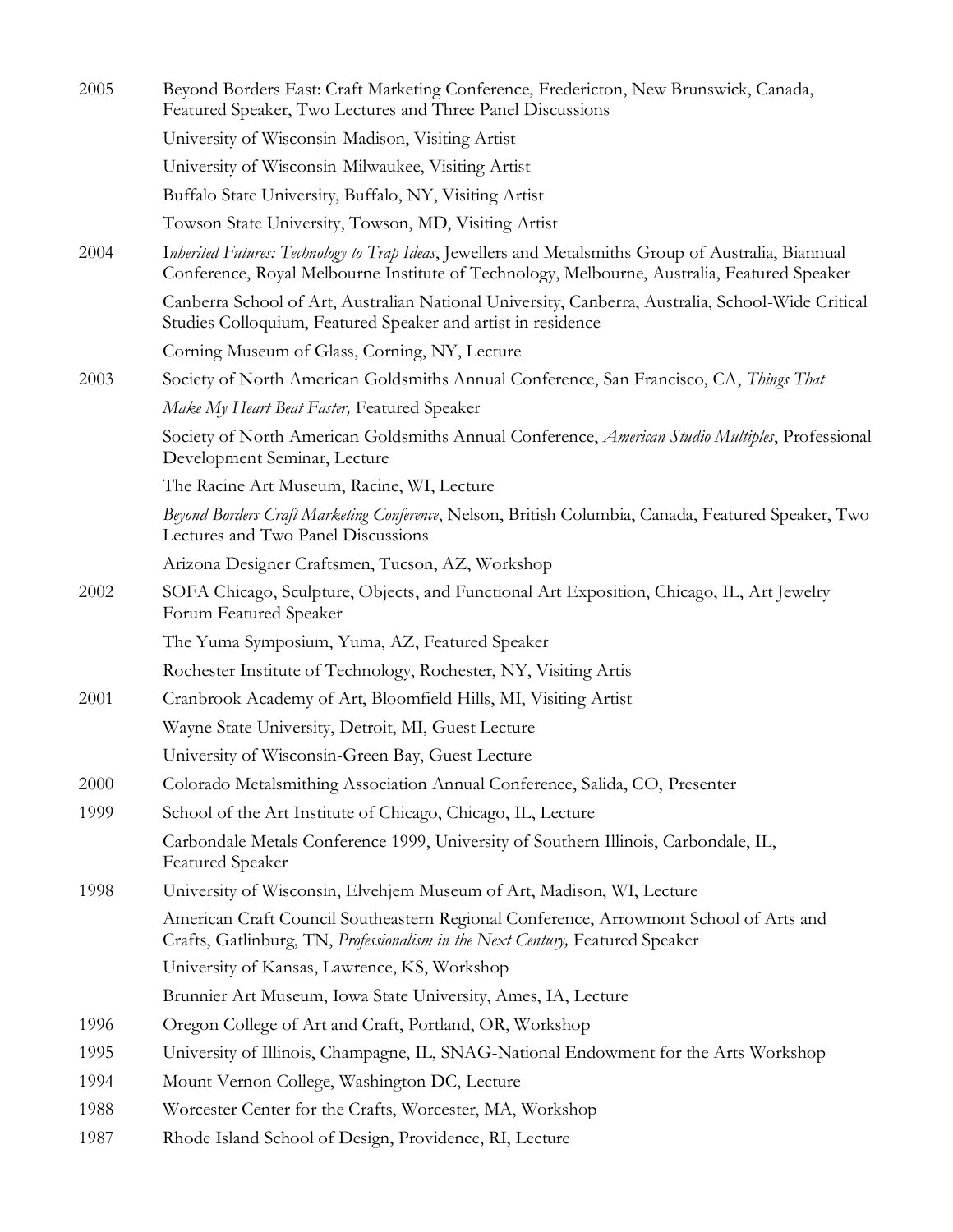2005 Beyond Borders East: Craft Marketing Conference, Fredericton, New Brunswick, Canada, Featured Speaker, Two Lectures and Three Panel Discussions

University of Wisconsin-Madison, Visiting Artist

University of Wisconsin-Milwaukee, Visiting Artist

Buffalo State University, Buffalo, NY, Visiting Artist

Towson State University, Towson, MD, Visiting Artist

2004 I*nherited Futures: Technology to Trap Ideas*, Jewellers and Metalsmiths Group of Australia, Biannual Conference, Royal Melbourne Institute of Technology, Melbourne, Australia, Featured Speaker

Canberra School of Art, Australian National University, Canberra, Australia, School-Wide Critical Studies Colloquium, Featured Speaker and artist in residence

Corning Museum of Glass, Corning, NY, Lecture

2003 Society of North American Goldsmiths Annual Conference, San Francisco, CA, *Things That Make My Heart Beat Faster,* Featured Speaker

Society of North American Goldsmiths Annual Conference, *American Studio Multiples*, Professional Development Seminar, Lecture

The Racine Art Museum, Racine, WI, Lecture

*Beyond Borders Craft Marketing Conference*, Nelson, British Columbia, Canada, Featured Speaker, Two Lectures and Two Panel Discussions

Arizona Designer Craftsmen, Tucson, AZ, Workshop

2002 SOFA Chicago, Sculpture, Objects, and Functional Art Exposition, Chicago, IL, Art Jewelry Forum Featured Speaker

The Yuma Symposium, Yuma, AZ, Featured Speaker

Rochester Institute of Technology, Rochester, NY, Visiting Artis

2001 Cranbrook Academy of Art, Bloomfield Hills, MI, Visiting Artist

Wayne State University, Detroit, MI, Guest Lecture

University of Wisconsin-Green Bay, Guest Lecture

2000 Colorado Metalsmithing Association Annual Conference, Salida, CO, Presenter

1999 School of the Art Institute of Chicago, Chicago, IL, Lecture

Carbondale Metals Conference 1999, University of Southern Illinois, Carbondale, IL, Featured Speaker

1998 University of Wisconsin, Elvehjem Museum of Art, Madison, WI, Lecture

American Craft Council Southeastern Regional Conference, Arrowmont School of Arts and Crafts, Gatlinburg, TN, *Professionalism in the Next Century,* Featured Speaker

University of Kansas, Lawrence, KS, Workshop

Brunnier Art Museum, Iowa State University, Ames, IA, Lecture

1996 Oregon College of Art and Craft, Portland, OR, Workshop

1995 University of Illinois, Champagne, IL, SNAG-National Endowment for the Arts Workshop

1994 Mount Vernon College, Washington DC, Lecture

1988 Worcester Center for the Crafts, Worcester, MA, Workshop

1987 Rhode Island School of Design, Providence, RI, Lecture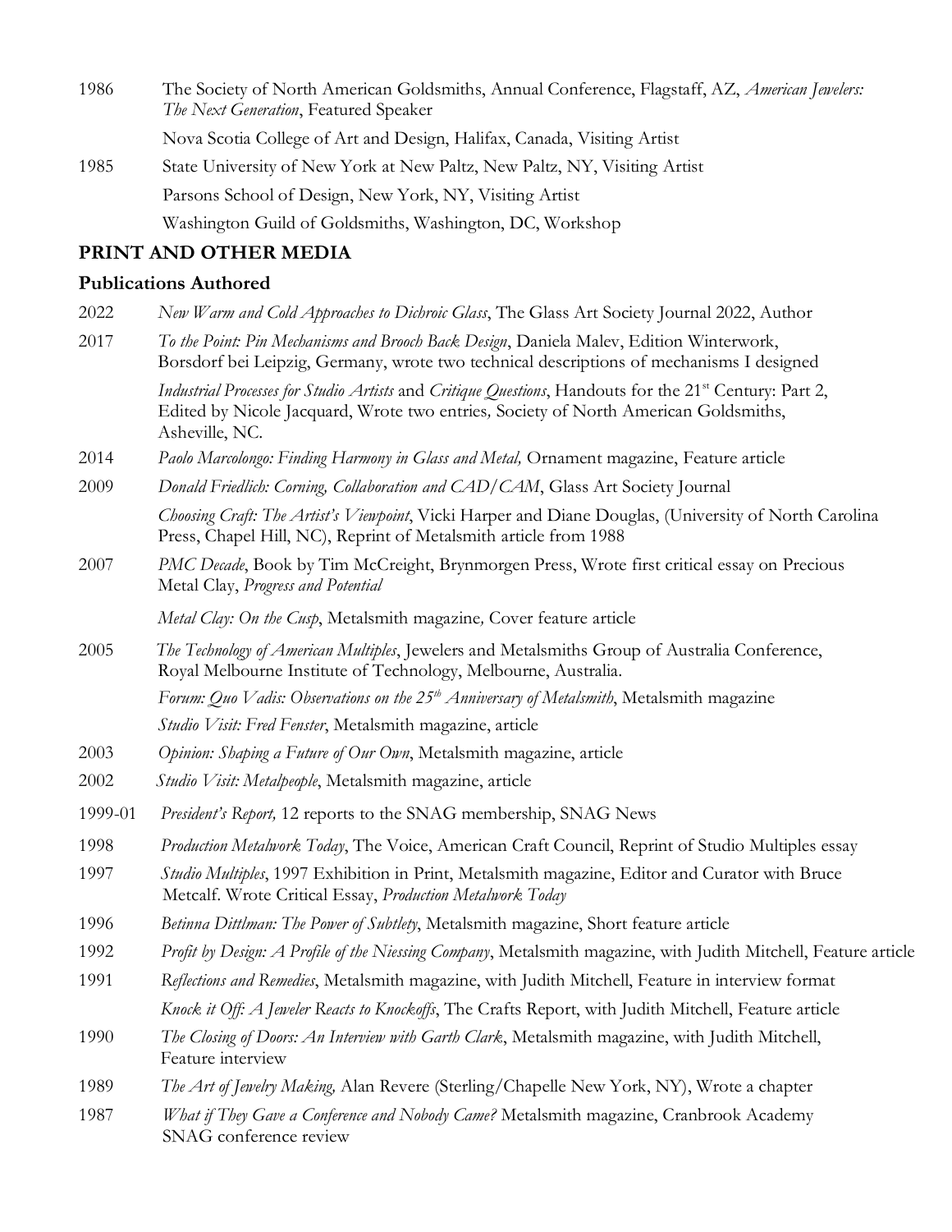1986 The Society of North American Goldsmiths, Annual Conference, Flagstaff, AZ, *American Jewelers: The Next Generation*, Featured Speaker

Nova Scotia College of Art and Design, Halifax, Canada, Visiting Artist

1985 State University of New York at New Paltz, New Paltz, NY, Visiting Artist

Parsons School of Design, New York, NY, Visiting Artist

Washington Guild of Goldsmiths, Washington, DC, Workshop

## PRINT AND OTHER MEDIA

### Publications Authored

2022 *New Warm and Cold Approaches to Dichroic Glass*, The Glass Art Society Journal 2022, Author

2017 *To the Point: Pin Mechanisms and Brooch Back Design*, Daniela Malev, Edition Winterwork, Borsdorf bei Leipzig, Germany, wrote two technical descriptions of mechanisms I designed

*Industrial Processes for Studio Artists* and *Critique Questions*, Handouts for the 21st Century: Part 2, Edited by Nicole Jacquard, Wrote two entries, Society of North American Goldsmiths, Asheville, NC.

2014 *Paolo Marcolongo: Finding Harmony in Glass and Metal,* Ornament magazine, Feature article

2009 *Donald Friedlich: Corning, Collaboration and CAD/CAM*, Glass Art Society Journal

*Choosing Craft: The Artist's Viewpoint*, Vicki Harper and Diane Douglas, (University of North Carolina Press, Chapel Hill, NC), Reprint of Metalsmith article from 1988

2007 *PMC Decade*, Book by Tim McCreight, Brynmorgen Press, Wrote first critical essay on Precious Metal Clay, *Progress and Potential*

*Metal Clay: On the Cusp*, Metalsmith magazine, Cover feature article

2005 *The Technology of American Multiples*, Jewelers and Metalsmiths Group of Australia Conference, Royal Melbourne Institute of Technology, Melbourne, Australia.

*Forum: Quo Vadis: Observations on the 25th Anniversary of Metalsmith*, Metalsmith magazine

*Studio Visit: Fred Fenster*, Metalsmith magazine, article

2003 *Opinion: Shaping a Future of Our Own*, Metalsmith magazine, article

2002 *Studio Visit: Metalpeople*, Metalsmith magazine, article

1999-01 *President's Report,* 12 reports to the SNAG membership, SNAG News

1998 *Production Metalwork Today*, The Voice, American Craft Council, Reprint of Studio Multiples essay

1997 *Studio Multiples*, 1997 Exhibition in Print, Metalsmith magazine, Editor and Curator with Bruce Metcalf. Wrote Critical Essay, *Production Metalwork Today*

1996 *Betinna Dittlman: The Power of Subtlety*, Metalsmith magazine, Short feature article

1992 *Profit by Design: A Profile of the Niessing Company*, Metalsmith magazine, with Judith Mitchell, Feature article

1991 *Reflections and Remedies*, Metalsmith magazine, with Judith Mitchell, Feature in interview format

*Knock it Off: A Jeweler Reacts to Knockoffs*, The Crafts Report, with Judith Mitchell, Feature article

1990 *The Closing of Doors: An Interview with Garth Clark*, Metalsmith magazine, with Judith Mitchell, Feature interview

1989 *The Art of Jewelry Making,* Alan Revere (Sterling/Chapelle New York, NY), Wrote a chapter

1987 *What if They Gave a Conference and Nobody Came?* Metalsmith magazine, Cranbrook Academy SNAG conference review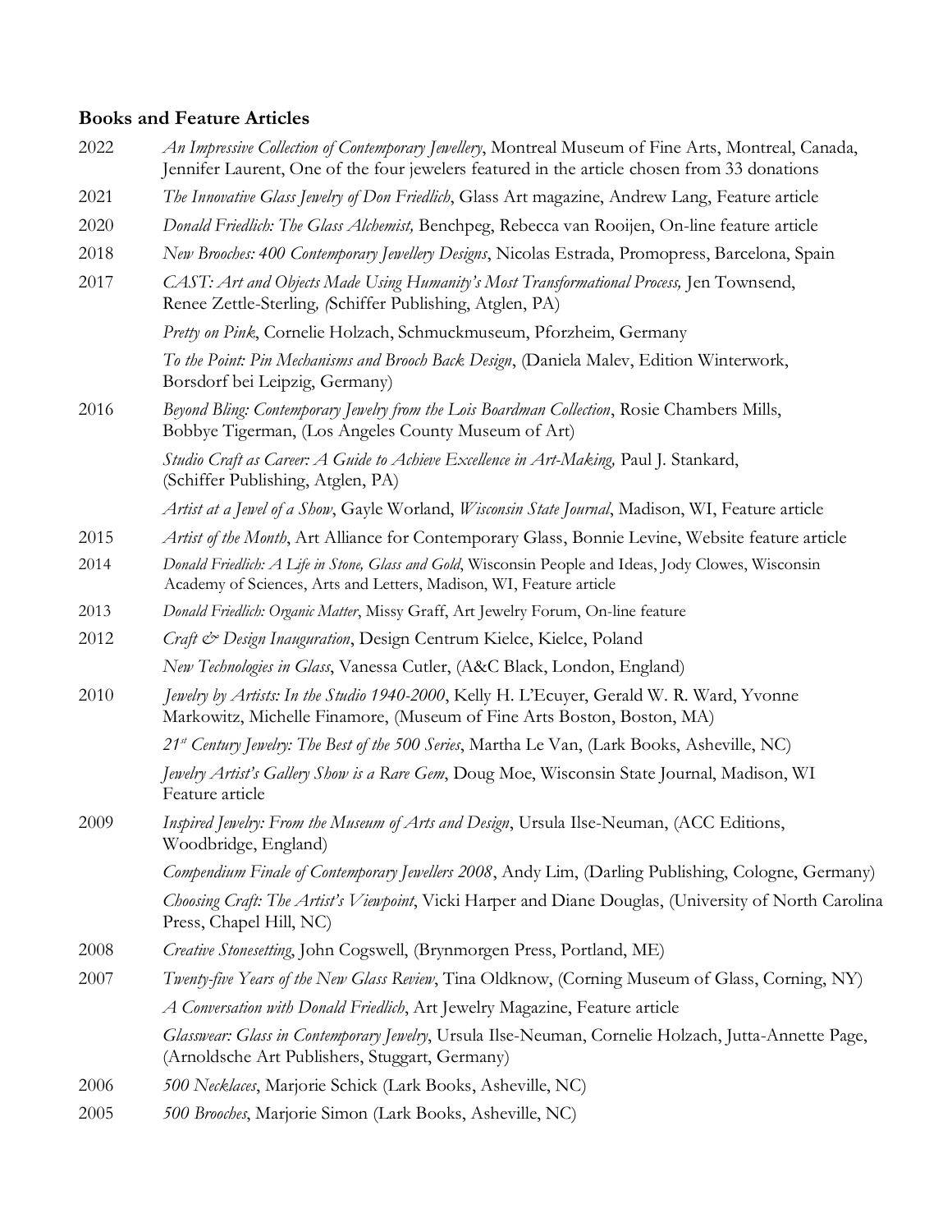**Books and Feature Articles**

2022 *An Impressive Collection of Contemporary Jewellery*, Montreal Museum of Fine Arts, Montreal, Canada, Jennifer Laurent, One of the four jewelers featured in the article chosen from 33 donations

2021 *The Innovative Glass Jewelry of Don Friedlich*, Glass Art magazine, Andrew Lang, Feature article

2020 *Donald Friedlich: The Glass Alchemist,* Benchpeg, Rebecca van Rooijen, On-line feature article

2018 *New Brooches: 400 Contemporary Jewellery Designs*, Nicolas Estrada, Promopress, Barcelona, Spain

2017 *CAST: Art and Objects Made Using Humanity's Most Transformational Process,* Jen Townsend, Renee Zettle-Sterling, (Schiffer Publishing, Atglen, PA)

*Pretty on Pink*, Cornelie Holzach, Schmuckmuseum, Pforzheim, Germany

*To the Point: Pin Mechanisms and Brooch Back Design*, (Daniela Malev, Edition Winterwork, Borsdorf bei Leipzig, Germany)

2016 *Beyond Bling: Contemporary Jewelry from the Lois Boardman Collection*, Rosie Chambers Mills, Bobbye Tigerman, (Los Angeles County Museum of Art)

*Studio Craft as Career: A Guide to Achieve Excellence in Art-Making,* Paul J. Stankard, (Schiffer Publishing, Atglen, PA)

*Artist at a Jewel of a Show*, Gayle Worland, *Wisconsin State Journal*, Madison, WI, Feature article

2015 *Artist of the Month*, Art Alliance for Contemporary Glass, Bonnie Levine, Website feature article

2014 *Donald Friedlich: A Life in Stone, Glass and Gold*, Wisconsin People and Ideas, Jody Clowes, Wisconsin Academy of Sciences, Arts and Letters, Madison, WI, Feature article

2013 *Donald Friedlich: Organic Matter*, Missy Graff, Art Jewelry Forum, On-line feature

2012 *Craft & Design Inauguration*, Design Centrum Kielce, Kielce, Poland

*New Technologies in Glass*, Vanessa Cutler, (A&C Black, London, England)

2010 *Jewelry by Artists: In the Studio 1940-2000*, Kelly H. L'Ecuyer, Gerald W. R. Ward, Yvonne Markowitz, Michelle Finamore, (Museum of Fine Arts Boston, Boston, MA)

*21st Century Jewelry: The Best of the 500 Series*, Martha Le Van, (Lark Books, Asheville, NC)

*Jewelry Artist's Gallery Show is a Rare Gem*, Doug Moe, Wisconsin State Journal, Madison, WI Feature article

2009 *Inspired Jewelry: From the Museum of Arts and Design*, Ursula Ilse-Neuman, (ACC Editions, Woodbridge, England)

*Compendium Finale of Contemporary Jewellers 2008*, Andy Lim, (Darling Publishing, Cologne, Germany)

*Choosing Craft: The Artist's Viewpoint*, Vicki Harper and Diane Douglas, (University of North Carolina Press, Chapel Hill, NC)

2008 *Creative Stonesetting*, John Cogswell, (Brynmorgen Press, Portland, ME)

2007 *Twenty-five Years of the New Glass Review*, Tina Oldknow, (Corning Museum of Glass, Corning, NY)

*A Conversation with Donald Friedlich*, Art Jewelry Magazine, Feature article

*Glasswear: Glass in Contemporary Jewelry*, Ursula Ilse-Neuman, Cornelie Holzach, Jutta-Annette Page, (Arnoldsche Art Publishers, Stuggart, Germany)

2006 *500 Necklaces*, Marjorie Schick (Lark Books, Asheville, NC)

2005 *500 Brooches*, Marjorie Simon (Lark Books, Asheville, NC)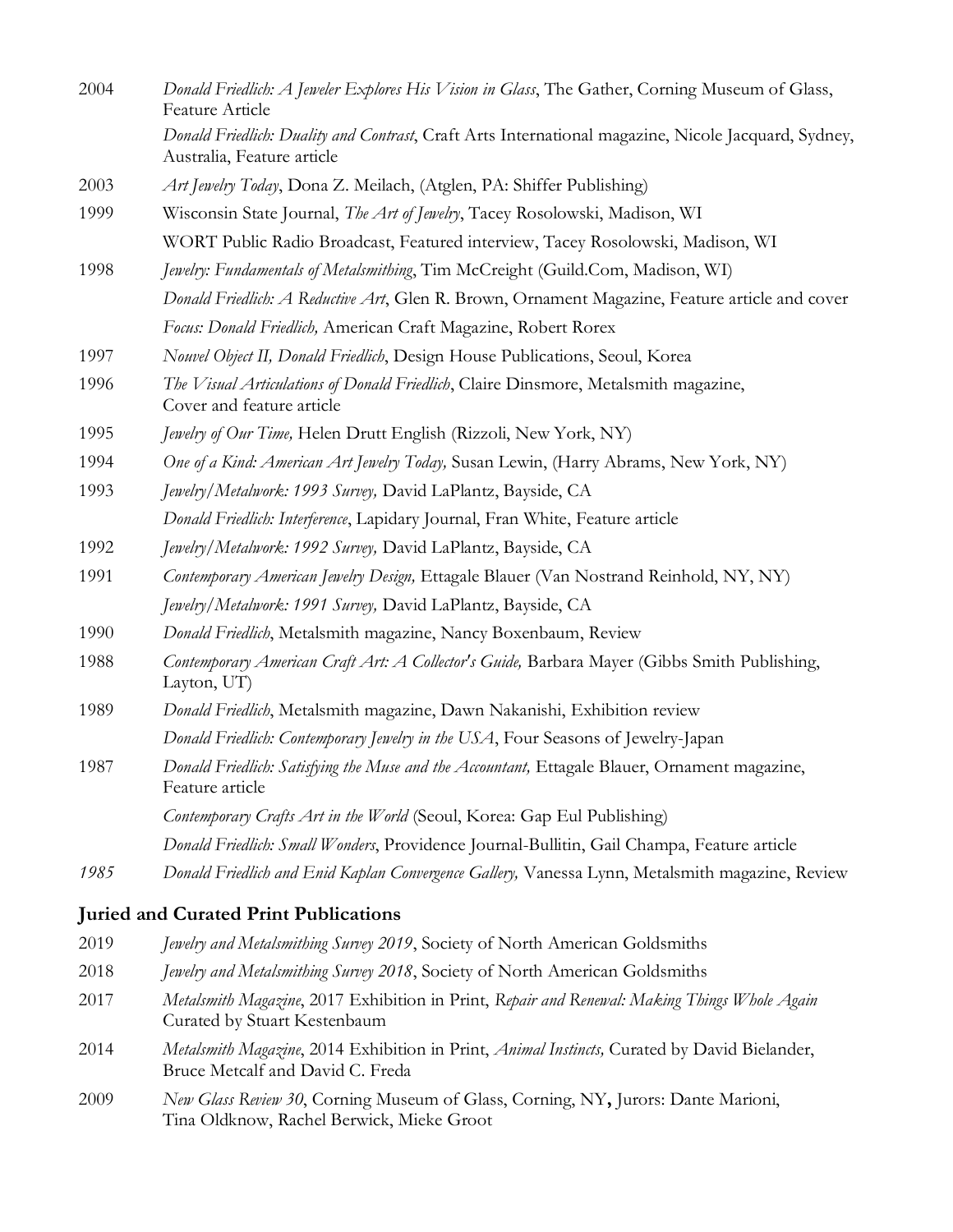2004 *Donald Friedlich: A Jeweler Explores His Vision in Glass*, The Gather, Corning Museum of Glass, Feature Article

*Donald Friedlich: Duality and Contrast*, Craft Arts International magazine, Nicole Jacquard, Sydney, Australia, Feature article

2003 *Art Jewelry Today*, Dona Z. Meilach, (Atglen, PA: Shiffer Publishing)

1999 Wisconsin State Journal, *The Art of Jewelry*, Tacey Rosolowski, Madison, WI

WORT Public Radio Broadcast, Featured interview, Tacey Rosolowski, Madison, WI

1998 *Jewelry: Fundamentals of Metalsmithing*, Tim McCreight (Guild.Com, Madison, WI)

*Donald Friedlich: A Reductive Art*, Glen R. Brown, Ornament Magazine, Feature article and cover

*Focus: Donald Friedlich,* American Craft Magazine, Robert Rorex

1997 *Nouvel Object II, Donald Friedlich*, Design House Publications, Seoul, Korea

1996 *The Visual Articulations of Donald Friedlich*, Claire Dinsmore, Metalsmith magazine, Cover and feature article

1995 *Jewelry of Our Time,* Helen Drutt English (Rizzoli, New York, NY)

1994 *One of a Kind: American Art Jewelry Today,* Susan Lewin, (Harry Abrams, New York, NY)

1993 *Jewelry/Metalwork: 1993 Survey,* David LaPlantz, Bayside, CA

*Donald Friedlich: Interference*, Lapidary Journal, Fran White, Feature article

1992 *Jewelry/Metalwork: 1992 Survey,* David LaPlantz, Bayside, CA

1991 *Contemporary American Jewelry Design,* Ettagale Blauer (Van Nostrand Reinhold, NY, NY)

*Jewelry/Metalwork: 1991 Survey,* David LaPlantz, Bayside, CA

1990 *Donald Friedlich*, Metalsmith magazine, Nancy Boxenbaum, Review

1988 *Contemporary American Craft Art: A Collector's Guide,* Barbara Mayer (Gibbs Smith Publishing, Layton, UT)

1989 *Donald Friedlich*, Metalsmith magazine, Dawn Nakanishi, Exhibition review

*Donald Friedlich: Contemporary Jewelry in the USA*, Four Seasons of Jewelry-Japan

1987 *Donald Friedlich: Satisfying the Muse and the Accountant,* Ettagale Blauer, Ornament magazine, Feature article

*Contemporary Crafts Art in the World* (Seoul, Korea: Gap Eul Publishing)

*Donald Friedlich: Small Wonders*, Providence Journal-Bullitin, Gail Champa, Feature article

*1985* *Donald Friedlich and Enid Kaplan Convergence Gallery,* Vanessa Lynn, Metalsmith magazine, Review

## Juried and Curated Print Publications

2019 *Jewelry and Metalsmithing Survey 2019*, Society of North American Goldsmiths

2018 *Jewelry and Metalsmithing Survey 2018*, Society of North American Goldsmiths

2017 *Metalsmith Magazine*, 2017 Exhibition in Print, *Repair and Renewal: Making Things Whole Again* Curated by Stuart Kestenbaum

2014 *Metalsmith Magazine*, 2014 Exhibition in Print, *Animal Instincts,* Curated by David Bielander, Bruce Metcalf and David C. Freda

2009 *New Glass Review 30*, Corning Museum of Glass, Corning, NY**,** Jurors: Dante Marioni, Tina Oldknow, Rachel Berwick, Mieke Groot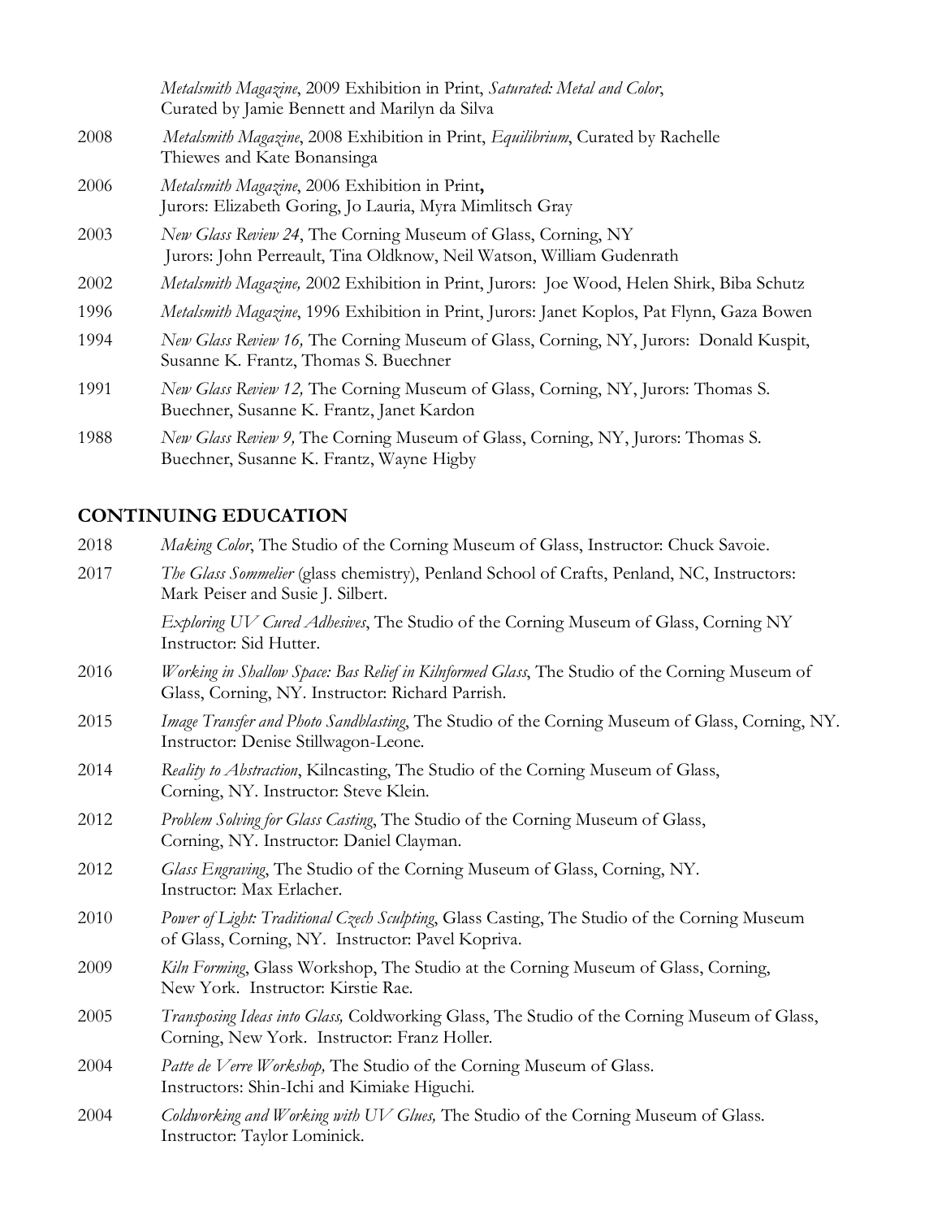| | |
|---|---|
| | *Metalsmith Magazine*, 2009 Exhibition in Print, *Saturated: Metal and Color*, Curated by Jamie Bennett and Marilyn da Silva |
| 2008 | *Metalsmith Magazine*, 2008 Exhibition in Print, *Equilibrium*, Curated by Rachelle Thiewes and Kate Bonansinga |
| 2006 | *Metalsmith Magazine*, 2006 Exhibition in Print**,** Jurors: Elizabeth Goring, Jo Lauria, Myra Mimlitsch Gray |
| 2003 | *New Glass Review 24*, The Corning Museum of Glass, Corning, NY Jurors: John Perreault, Tina Oldknow, Neil Watson, William Gudenrath |
| 2002 | *Metalsmith Magazine,* 2002 Exhibition in Print, Jurors: Joe Wood, Helen Shirk, Biba Schutz |
| 1996 | *Metalsmith Magazine*, 1996 Exhibition in Print, Jurors: Janet Koplos, Pat Flynn, Gaza Bowen |
| 1994 | *New Glass Review 16,* The Corning Museum of Glass, Corning, NY, Jurors: Donald Kuspit, Susanne K. Frantz, Thomas S. Buechner |
| 1991 | *New Glass Review 12,* The Corning Museum of Glass, Corning, NY, Jurors: Thomas S. Buechner, Susanne K. Frantz, Janet Kardon |
| 1988 | *New Glass Review 9,* The Corning Museum of Glass, Corning, NY, Jurors: Thomas S. Buechner, Susanne K. Frantz, Wayne Higby |

## CONTINUING EDUCATION

| | |
|---|---|
| 2018 | *Making Color*, The Studio of the Corning Museum of Glass, Instructor: Chuck Savoie. |
| 2017 | *The Glass Sommelier* (glass chemistry), Penland School of Crafts, Penland, NC, Instructors: Mark Peiser and Susie J. Silbert. |
| | *Exploring UV Cured Adhesives*, The Studio of the Corning Museum of Glass, Corning NY Instructor: Sid Hutter. |
| 2016 | *Working in Shallow Space: Bas Relief in Kilnformed Glass*, The Studio of the Corning Museum of Glass, Corning, NY. Instructor: Richard Parrish. |
| 2015 | *Image Transfer and Photo Sandblasting*, The Studio of the Corning Museum of Glass, Corning, NY. Instructor: Denise Stillwagon-Leone. |
| 2014 | *Reality to Abstraction*, Kilncasting, The Studio of the Corning Museum of Glass, Corning, NY. Instructor: Steve Klein. |
| 2012 | *Problem Solving for Glass Casting*, The Studio of the Corning Museum of Glass, Corning, NY. Instructor: Daniel Clayman. |
| 2012 | *Glass Engraving*, The Studio of the Corning Museum of Glass, Corning, NY. Instructor: Max Erlacher. |
| 2010 | *Power of Light: Traditional Czech Sculpting*, Glass Casting, The Studio of the Corning Museum of Glass, Corning, NY. Instructor: Pavel Kopriva. |
| 2009 | *Kiln Forming*, Glass Workshop, The Studio at the Corning Museum of Glass, Corning, New York. Instructor: Kirstie Rae. |
| 2005 | *Transposing Ideas into Glass,* Coldworking Glass, The Studio of the Corning Museum of Glass, Corning, New York. Instructor: Franz Holler. |
| 2004 | *Patte de Verre Workshop,* The Studio of the Corning Museum of Glass. Instructors: Shin-Ichi and Kimiake Higuchi. |
| 2004 | *Coldworking and Working with UV Glues,* The Studio of the Corning Museum of Glass. Instructor: Taylor Lominick. |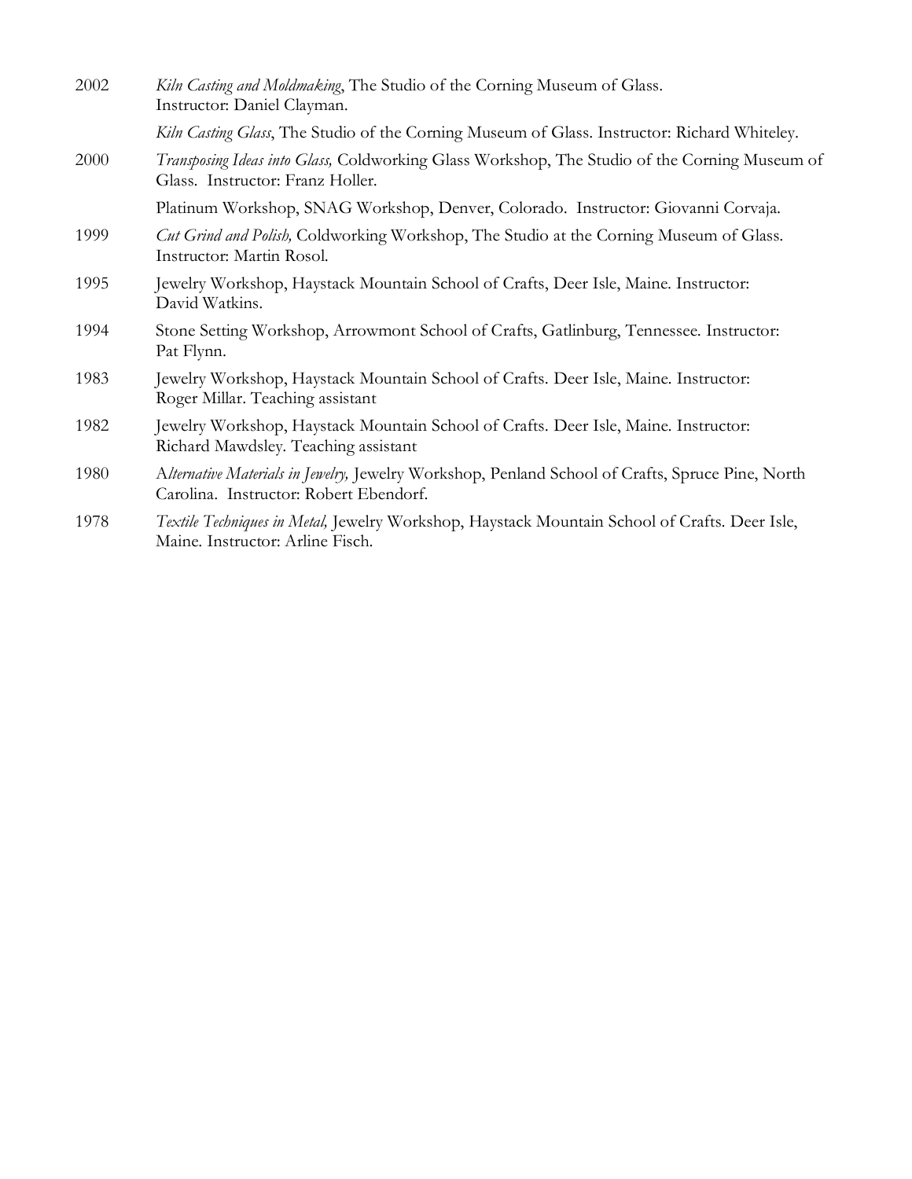2002 *Kiln Casting and Moldmaking*, The Studio of the Corning Museum of Glass. Instructor: Daniel Clayman.

*Kiln Casting Glass*, The Studio of the Corning Museum of Glass. Instructor: Richard Whiteley.

2000 *Transposing Ideas into Glass,* Coldworking Glass Workshop, The Studio of the Corning Museum of Glass. Instructor: Franz Holler.

Platinum Workshop, SNAG Workshop, Denver, Colorado. Instructor: Giovanni Corvaja.

1999 *Cut Grind and Polish,* Coldworking Workshop, The Studio at the Corning Museum of Glass. Instructor: Martin Rosol.

1995 Jewelry Workshop, Haystack Mountain School of Crafts, Deer Isle, Maine. Instructor: David Watkins.

1994 Stone Setting Workshop, Arrowmont School of Crafts, Gatlinburg, Tennessee. Instructor: Pat Flynn.

1983 Jewelry Workshop, Haystack Mountain School of Crafts. Deer Isle, Maine. Instructor: Roger Millar. Teaching assistant

1982 Jewelry Workshop, Haystack Mountain School of Crafts. Deer Isle, Maine. Instructor: Richard Mawdsley. Teaching assistant

1980 *Alternative Materials in Jewelry,* Jewelry Workshop, Penland School of Crafts, Spruce Pine, North Carolina. Instructor: Robert Ebendorf.

1978 *Textile Techniques in Metal,* Jewelry Workshop, Haystack Mountain School of Crafts. Deer Isle, Maine. Instructor: Arline Fisch.